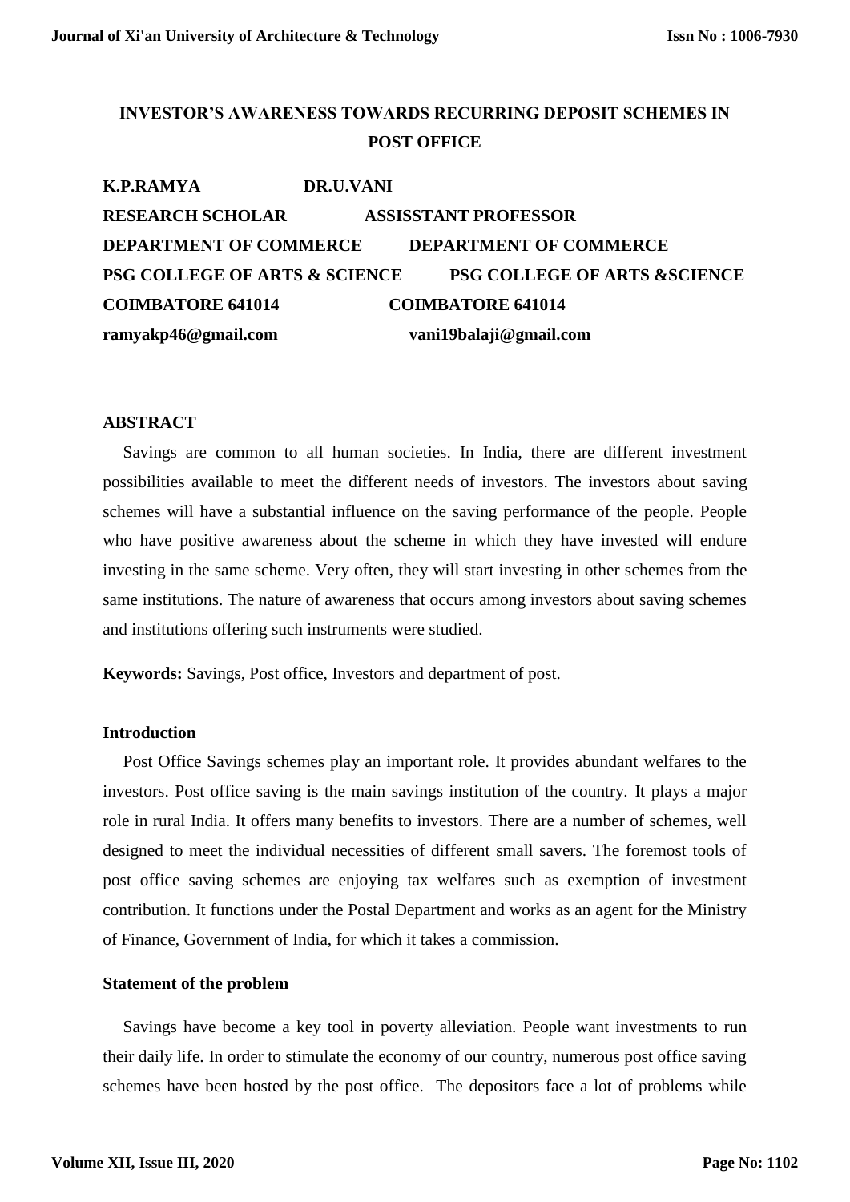# INVESTOR'S AWARENESS TOWARDS RECURRING DEPOSIT SCHEMES IN POST OFFICE

**K.P.RAMYA**
**RESEARCH SCHOLAR**
**DEPARTMENT OF COMMERCE**
**PSG COLLEGE OF ARTS & SCIENCE**
**COIMBATORE 641014**
**ramyakp46@gmail.com**

**DR.U.VANI**
**ASSISSTANT PROFESSOR**
**DEPARTMENT OF COMMERCE**
**PSG COLLEGE OF ARTS &SCIENCE**
**COIMBATORE 641014**
**vani19balaji@gmail.com**

## ABSTRACT

Savings are common to all human societies. In India, there are different investment possibilities available to meet the different needs of investors. The investors about saving schemes will have a substantial influence on the saving performance of the people. People who have positive awareness about the scheme in which they have invested will endure investing in the same scheme. Very often, they will start investing in other schemes from the same institutions. The nature of awareness that occurs among investors about saving schemes and institutions offering such instruments were studied.

**Keywords:** Savings, Post office, Investors and department of post.

## Introduction

Post Office Savings schemes play an important role. It provides abundant welfares to the investors. Post office saving is the main savings institution of the country. It plays a major role in rural India. It offers many benefits to investors. There are a number of schemes, well designed to meet the individual necessities of different small savers. The foremost tools of post office saving schemes are enjoying tax welfares such as exemption of investment contribution. It functions under the Postal Department and works as an agent for the Ministry of Finance, Government of India, for which it takes a commission.

## Statement of the problem

Savings have become a key tool in poverty alleviation. People want investments to run their daily life. In order to stimulate the economy of our country, numerous post office saving schemes have been hosted by the post office. The depositors face a lot of problems while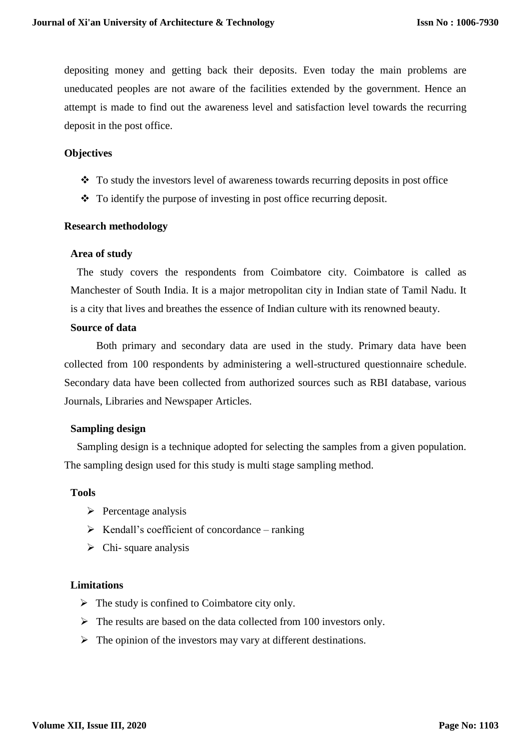depositing money and getting back their deposits. Even today the main problems are uneducated peoples are not aware of the facilities extended by the government. Hence an attempt is made to find out the awareness level and satisfaction level towards the recurring deposit in the post office.

## Objectives

- To study the investors level of awareness towards recurring deposits in post office
- To identify the purpose of investing in post office recurring deposit.

## Research methodology

### Area of study

The study covers the respondents from Coimbatore city. Coimbatore is called as Manchester of South India. It is a major metropolitan city in Indian state of Tamil Nadu. It is a city that lives and breathes the essence of Indian culture with its renowned beauty.

### Source of data

Both primary and secondary data are used in the study. Primary data have been collected from 100 respondents by administering a well-structured questionnaire schedule. Secondary data have been collected from authorized sources such as RBI database, various Journals, Libraries and Newspaper Articles.

### Sampling design

Sampling design is a technique adopted for selecting the samples from a given population. The sampling design used for this study is multi stage sampling method.

### Tools

- Percentage analysis
- Kendall's coefficient of concordance – ranking
- Chi- square analysis

### Limitations

- The study is confined to Coimbatore city only.
- The results are based on the data collected from 100 investors only.
- The opinion of the investors may vary at different destinations.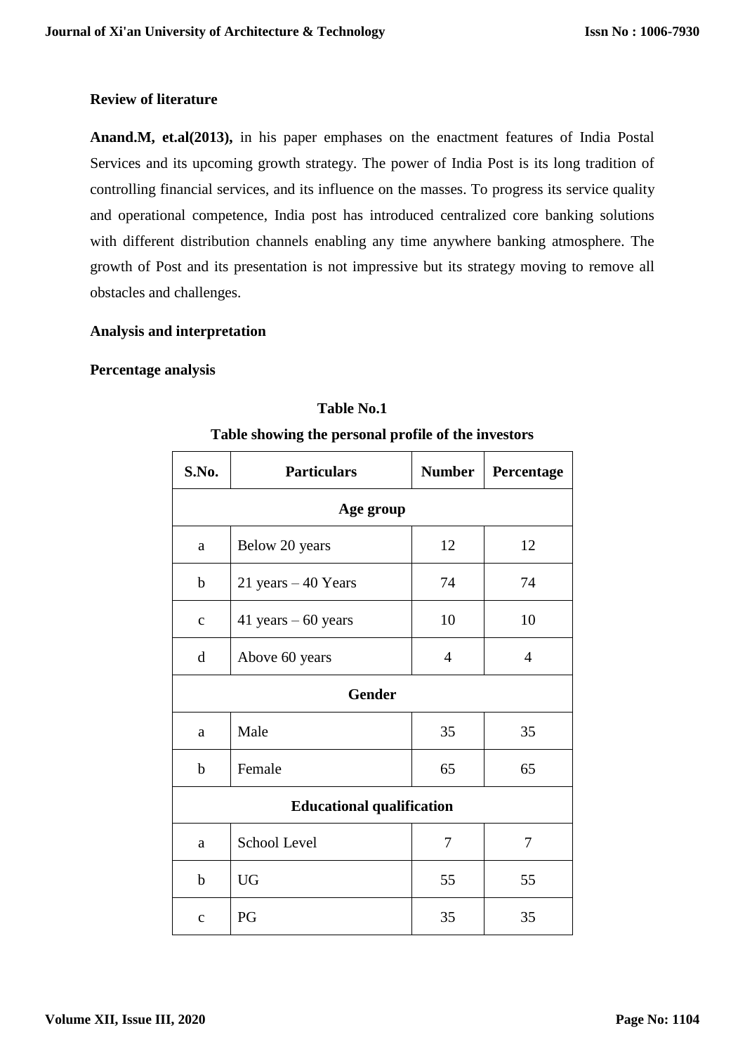## Review of literature

**Anand.M, et.al(2013),** in his paper emphases on the enactment features of India Postal Services and its upcoming growth strategy. The power of India Post is its long tradition of controlling financial services, and its influence on the masses. To progress its service quality and operational competence, India post has introduced centralized core banking solutions with different distribution channels enabling any time anywhere banking atmosphere. The growth of Post and its presentation is not impressive but its strategy moving to remove all obstacles and challenges.

## Analysis and interpretation

### Percentage analysis

**Table No.1**

**Table showing the personal profile of the investors**

| S.No. | Particulars | Number | Percentage |
|---|---|---|---|
| **Age group** | | | |
| a | Below 20 years | 12 | 12 |
| b | 21 years – 40 Years | 74 | 74 |
| c | 41 years – 60 years | 10 | 10 |
| d | Above 60 years | 4 | 4 |
| **Gender** | | | |
| a | Male | 35 | 35 |
| b | Female | 65 | 65 |
| **Educational qualification** | | | |
| a | School Level | 7 | 7 |
| b | UG | 55 | 55 |
| c | PG | 35 | 35 |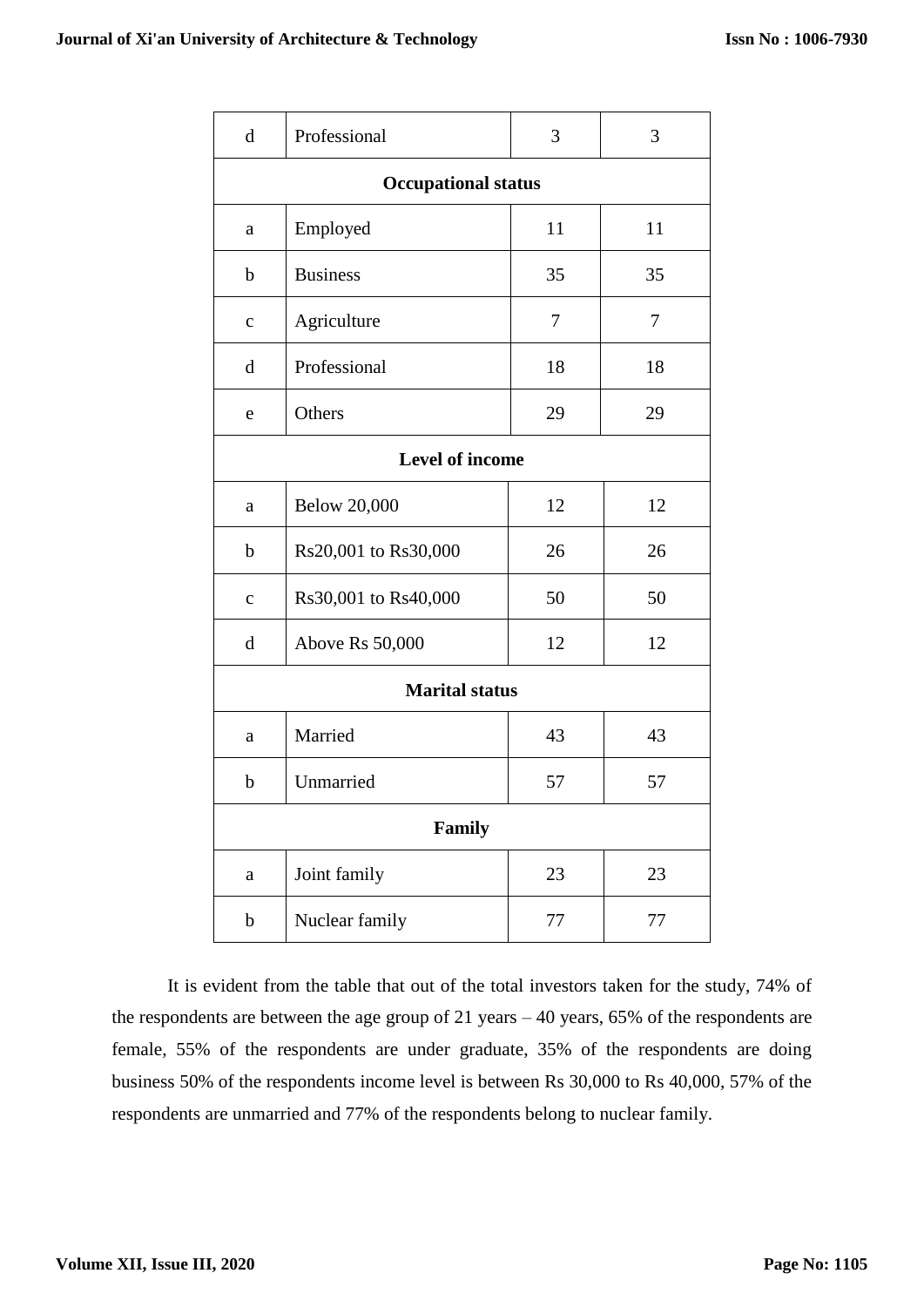| d | Professional | 3 | 3 |
|---|---|---|---|
| **Occupational status** | | | |
| a | Employed | 11 | 11 |
| b | Business | 35 | 35 |
| c | Agriculture | 7 | 7 |
| d | Professional | 18 | 18 |
| e | Others | 29 | 29 |
| **Level of income** | | | |
| a | Below 20,000 | 12 | 12 |
| b | Rs20,001 to Rs30,000 | 26 | 26 |
| c | Rs30,001 to Rs40,000 | 50 | 50 |
| d | Above Rs 50,000 | 12 | 12 |
| **Marital status** | | | |
| a | Married | 43 | 43 |
| b | Unmarried | 57 | 57 |
| **Family** | | | |
| a | Joint family | 23 | 23 |
| b | Nuclear family | 77 | 77 |

It is evident from the table that out of the total investors taken for the study, 74% of the respondents are between the age group of 21 years – 40 years, 65% of the respondents are female, 55% of the respondents are under graduate, 35% of the respondents are doing business 50% of the respondents income level is between Rs 30,000 to Rs 40,000, 57% of the respondents are unmarried and 77% of the respondents belong to nuclear family.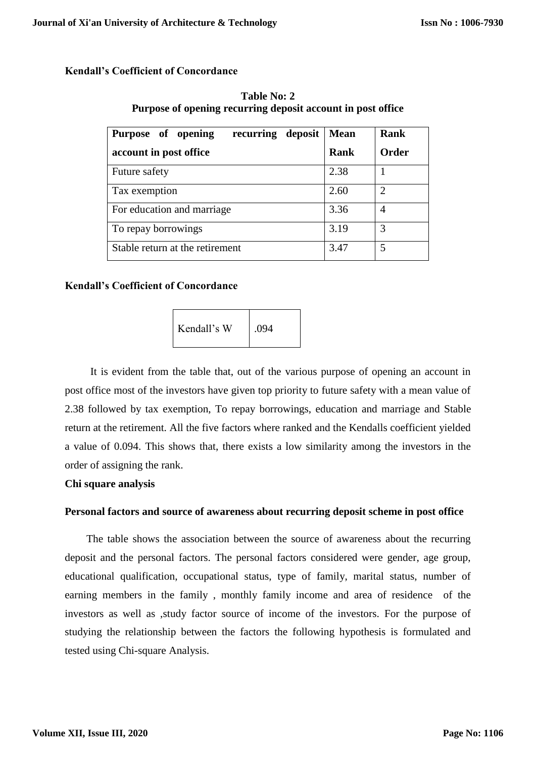### Kendall's Coefficient of Concordance

**Table No: 2**
**Purpose of opening recurring deposit account in post office**

| Purpose of opening recurring deposit account in post office | Mean Rank | Rank Order |
|---|---|---|
| Future safety | 2.38 | 1 |
| Tax exemption | 2.60 | 2 |
| For education and marriage | 3.36 | 4 |
| To repay borrowings | 3.19 | 3 |
| Stable return at the retirement | 3.47 | 5 |

### Kendall's Coefficient of Concordance

| Kendall's W | .094 |
|---|---|

It is evident from the table that, out of the various purpose of opening an account in post office most of the investors have given top priority to future safety with a mean value of 2.38 followed by tax exemption, To repay borrowings, education and marriage and Stable return at the retirement. All the five factors where ranked and the Kendalls coefficient yielded a value of 0.094. This shows that, there exists a low similarity among the investors in the order of assigning the rank.

### Chi square analysis

**Personal factors and source of awareness about recurring deposit scheme in post office**

The table shows the association between the source of awareness about the recurring deposit and the personal factors. The personal factors considered were gender, age group, educational qualification, occupational status, type of family, marital status, number of earning members in the family , monthly family income and area of residence of the investors as well as ,study factor source of income of the investors. For the purpose of studying the relationship between the factors the following hypothesis is formulated and tested using Chi-square Analysis.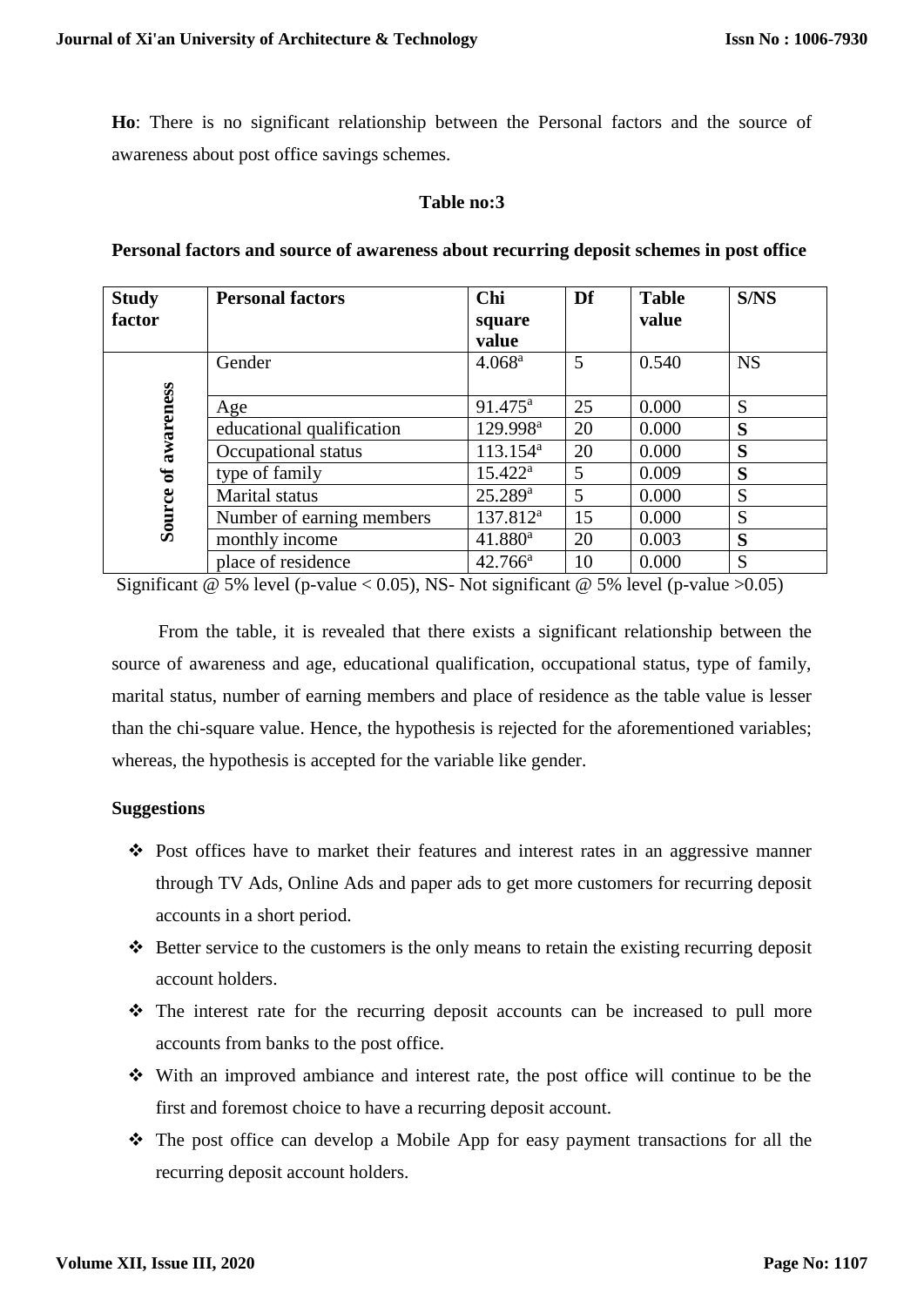**Ho**: There is no significant relationship between the Personal factors and the source of awareness about post office savings schemes.

**Table no:3**

**Personal factors and source of awareness about recurring deposit schemes in post office**

| Study factor | Personal factors | Chi square value | Df | Table value | S/NS |
|---|---|---|---|---|---|
| Source of awareness | Gender | 4.068[a] | 5 | 0.540 | NS |
| | Age | 91.475[a] | 25 | 0.000 | S |
| | educational qualification | 129.998[a] | 20 | 0.000 | **S** |
| | Occupational status | 113.154[a] | 20 | 0.000 | **S** |
| | type of family | 15.422[a] | 5 | 0.009 | **S** |
| | Marital status | 25.289[a] | 5 | 0.000 | S |
| | Number of earning members | 137.812[a] | 15 | 0.000 | S |
| | monthly income | 41.880[a] | 20 | 0.003 | **S** |
| | place of residence | 42.766[a] | 10 | 0.000 | S |

Significant @ 5% level (p-value $< 0.05$), NS- Not significant @ 5% level (p-value $>0.05$)

From the table, it is revealed that there exists a significant relationship between the source of awareness and age, educational qualification, occupational status, type of family, marital status, number of earning members and place of residence as the table value is lesser than the chi-square value. Hence, the hypothesis is rejected for the aforementioned variables; whereas, the hypothesis is accepted for the variable like gender.

**Suggestions**

- Post offices have to market their features and interest rates in an aggressive manner through TV Ads, Online Ads and paper ads to get more customers for recurring deposit accounts in a short period.
- Better service to the customers is the only means to retain the existing recurring deposit account holders.
- The interest rate for the recurring deposit accounts can be increased to pull more accounts from banks to the post office.
- With an improved ambiance and interest rate, the post office will continue to be the first and foremost choice to have a recurring deposit account.
- The post office can develop a Mobile App for easy payment transactions for all the recurring deposit account holders.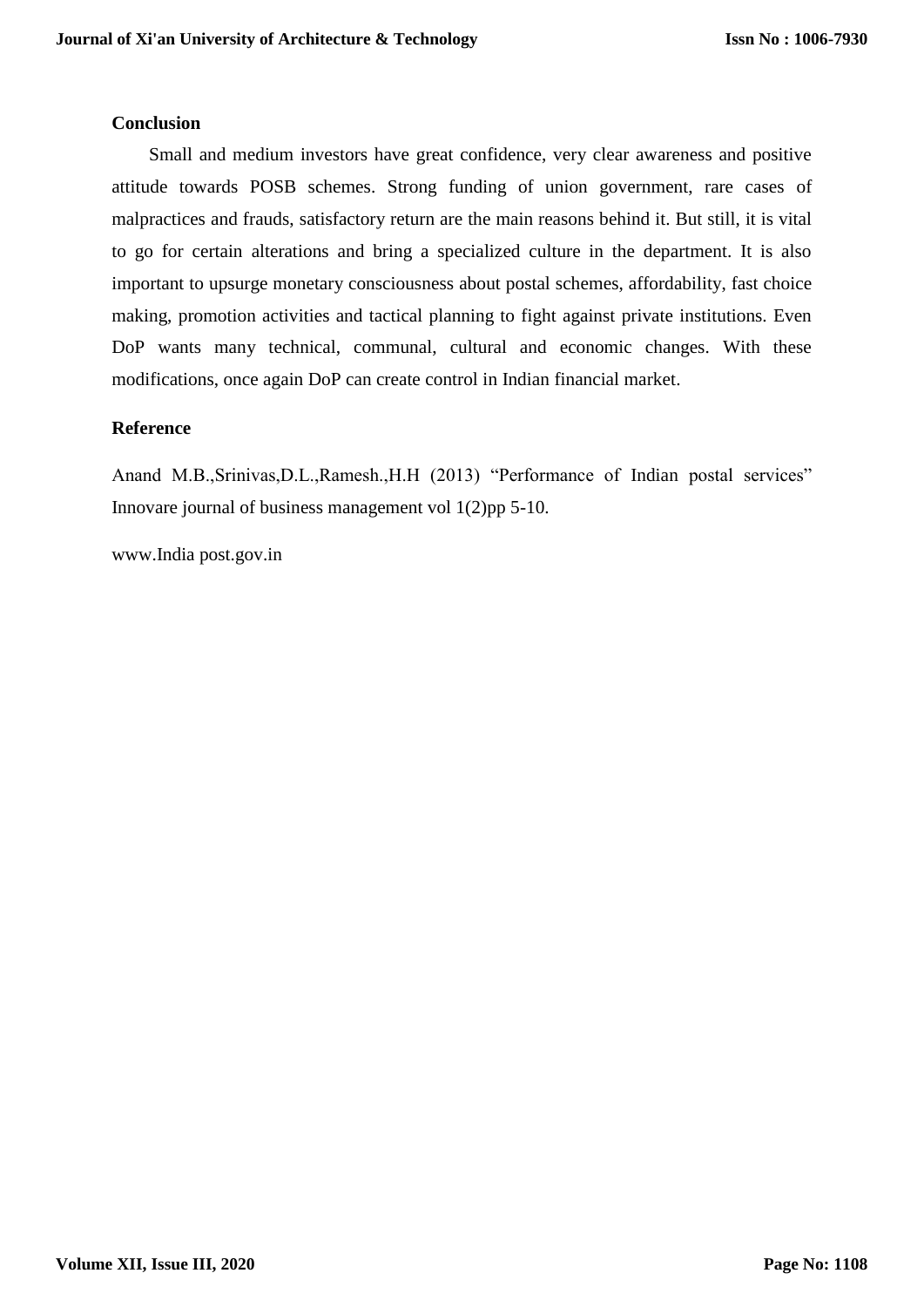## Conclusion

Small and medium investors have great confidence, very clear awareness and positive attitude towards POSB schemes. Strong funding of union government, rare cases of malpractices and frauds, satisfactory return are the main reasons behind it. But still, it is vital to go for certain alterations and bring a specialized culture in the department. It is also important to upsurge monetary consciousness about postal schemes, affordability, fast choice making, promotion activities and tactical planning to fight against private institutions. Even DoP wants many technical, communal, cultural and economic changes. With these modifications, once again DoP can create control in Indian financial market.

## Reference

Anand M.B.,Srinivas,D.L.,Ramesh.,H.H (2013) "Performance of Indian postal services" Innovare journal of business management vol 1(2)pp 5-10.

www.India post.gov.in